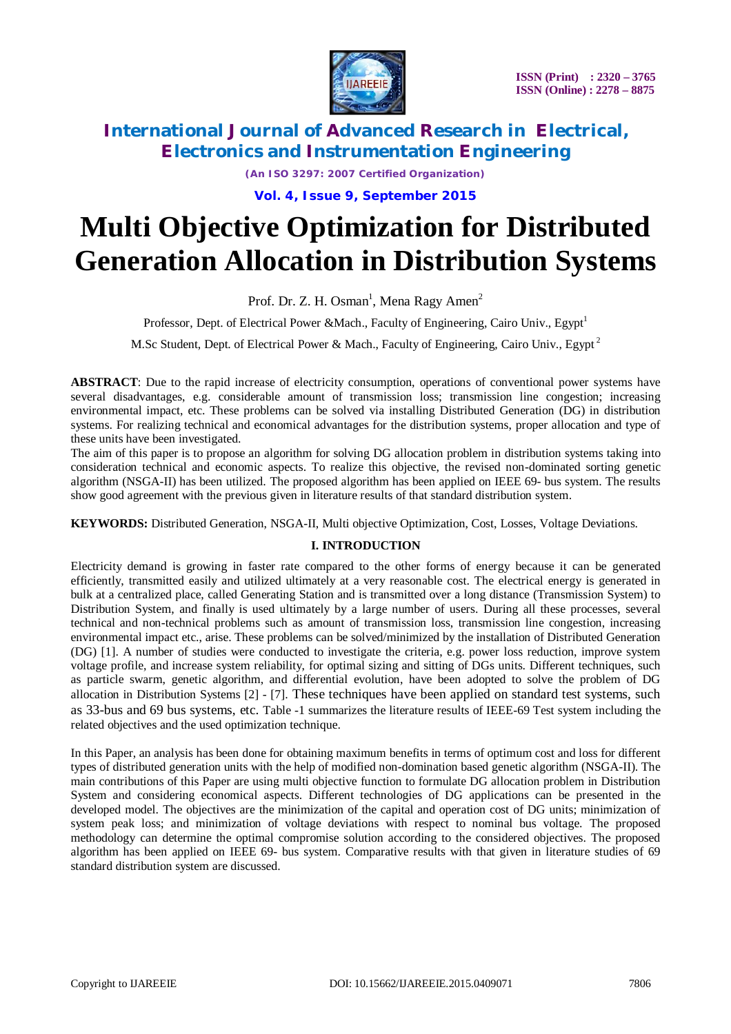# Multi Objective Optimization for Distributed Generation Allocation in Distribution Systems

Prof. Dr. Z. H. Osman[1], Mena Ragy Amen[2]

Professor, Dept. of Electrical Power &Mach., Faculty of Engineering, Cairo Univ., Egypt[1]

M.Sc Student, Dept. of Electrical Power & Mach., Faculty of Engineering, Cairo Univ., Egypt[2]

**ABSTRACT**: Due to the rapid increase of electricity consumption, operations of conventional power systems have several disadvantages, e.g. considerable amount of transmission loss; transmission line congestion; increasing environmental impact, etc. These problems can be solved via installing Distributed Generation (DG) in distribution systems. For realizing technical and economical advantages for the distribution systems, proper allocation and type of these units have been investigated.

The aim of this paper is to propose an algorithm for solving DG allocation problem in distribution systems taking into consideration technical and economic aspects. To realize this objective, the revised non-dominated sorting genetic algorithm (NSGA-II) has been utilized. The proposed algorithm has been applied on IEEE 69- bus system. The results show good agreement with the previous given in literature results of that standard distribution system.

**KEYWORDS:** Distributed Generation, NSGA-II, Multi objective Optimization, Cost, Losses, Voltage Deviations.

## I. INTRODUCTION

Electricity demand is growing in faster rate compared to the other forms of energy because it can be generated efficiently, transmitted easily and utilized ultimately at a very reasonable cost. The electrical energy is generated in bulk at a centralized place, called Generating Station and is transmitted over a long distance (Transmission System) to Distribution System, and finally is used ultimately by a large number of users. During all these processes, several technical and non-technical problems such as amount of transmission loss, transmission line congestion, increasing environmental impact etc., arise. These problems can be solved/minimized by the installation of Distributed Generation (DG) [1]. A number of studies were conducted to investigate the criteria, e.g. power loss reduction, improve system voltage profile, and increase system reliability, for optimal sizing and sitting of DGs units. Different techniques, such as particle swarm, genetic algorithm, and differential evolution, have been adopted to solve the problem of DG allocation in Distribution Systems [2] - [7]. These techniques have been applied on standard test systems, such as 33-bus and 69 bus systems, etc. Table -1 summarizes the literature results of IEEE-69 Test system including the related objectives and the used optimization technique.

In this Paper, an analysis has been done for obtaining maximum benefits in terms of optimum cost and loss for different types of distributed generation units with the help of modified non-domination based genetic algorithm (NSGA-II). The main contributions of this Paper are using multi objective function to formulate DG allocation problem in Distribution System and considering economical aspects. Different technologies of DG applications can be presented in the developed model. The objectives are the minimization of the capital and operation cost of DG units; minimization of system peak loss; and minimization of voltage deviations with respect to nominal bus voltage. The proposed methodology can determine the optimal compromise solution according to the considered objectives. The proposed algorithm has been applied on IEEE 69- bus system. Comparative results with that given in literature studies of 69 standard distribution system are discussed.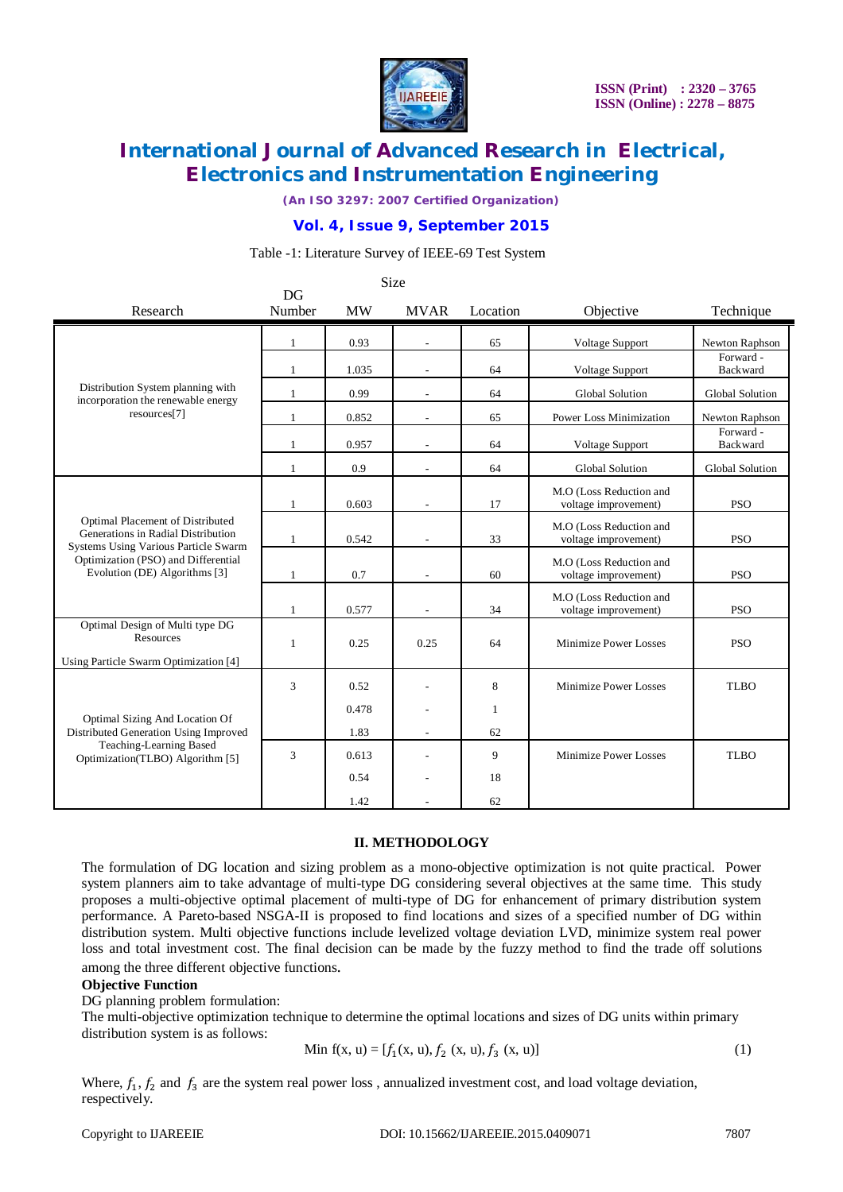Table -1: Literature Survey of IEEE-69 Test System

| Research | DG Number | Size | | Location | Objective | Technique |
|---|---|---|---|---|---|---|
| | | MW | MVAR | | | |
| Distribution System planning with incorporation the renewable energy resources[7] | 1 | 0.93 | - | 65 | Voltage Support | Newton Raphson |
| | 1 | 1.035 | - | 64 | Voltage Support | Forward - Backward |
| | 1 | 0.99 | - | 64 | Global Solution | Global Solution |
| | 1 | 0.852 | - | 65 | Power Loss Minimization | Newton Raphson |
| | 1 | 0.957 | - | 64 | Voltage Support | Forward - Backward |
| | 1 | 0.9 | - | 64 | Global Solution | Global Solution |
| Optimal Placement of Distributed Generations in Radial Distribution Systems Using Various Particle Swarm Optimization (PSO) and Differential Evolution (DE) Algorithms [3] | 1 | 0.603 | - | 17 | M.O (Loss Reduction and voltage improvement) | PSO |
| | 1 | 0.542 | - | 33 | M.O (Loss Reduction and voltage improvement) | PSO |
| | 1 | 0.7 | - | 60 | M.O (Loss Reduction and voltage improvement) | PSO |
| | 1 | 0.577 | - | 34 | M.O (Loss Reduction and voltage improvement) | PSO |
| Optimal Design of Multi type DG Resources Using Particle Swarm Optimization [4] | 1 | 0.25 | 0.25 | 64 | Minimize Power Losses | PSO |
| Optimal Sizing And Location Of Distributed Generation Using Improved Teaching-Learning Based Optimization(TLBO) Algorithm [5] | 3 | 0.52 | - | 8 | Minimize Power Losses | TLBO |
| | | 0.478 | - | 1 | | |
| | | 1.83 | - | 62 | | |
| | 3 | 0.613 | - | 9 | Minimize Power Losses | TLBO |
| | | 0.54 | - | 18 | | |
| | | 1.42 | - | 62 | | |

## II. METHODOLOGY

The formulation of DG location and sizing problem as a mono-objective optimization is not quite practical. Power system planners aim to take advantage of multi-type DG considering several objectives at the same time. This study proposes a multi-objective optimal placement of multi-type of DG for enhancement of primary distribution system performance. A Pareto-based NSGA-II is proposed to find locations and sizes of a specified number of DG within distribution system. Multi objective functions include levelized voltage deviation LVD, minimize system real power loss and total investment cost. The final decision can be made by the fuzzy method to find the trade off solutions among the three different objective functions.

**Objective Function**

DG planning problem formulation:

The multi-objective optimization technique to determine the optimal locations and sizes of DG units within primary distribution system is as follows:

$$\text{Min } f(x, u) = [f_1(x, u), f_2(x, u), f_3(x, u)] \tag{1}$$

Where, $f_1$, $f_2$ and $f_3$ are the system real power loss , annualized investment cost, and load voltage deviation, respectively.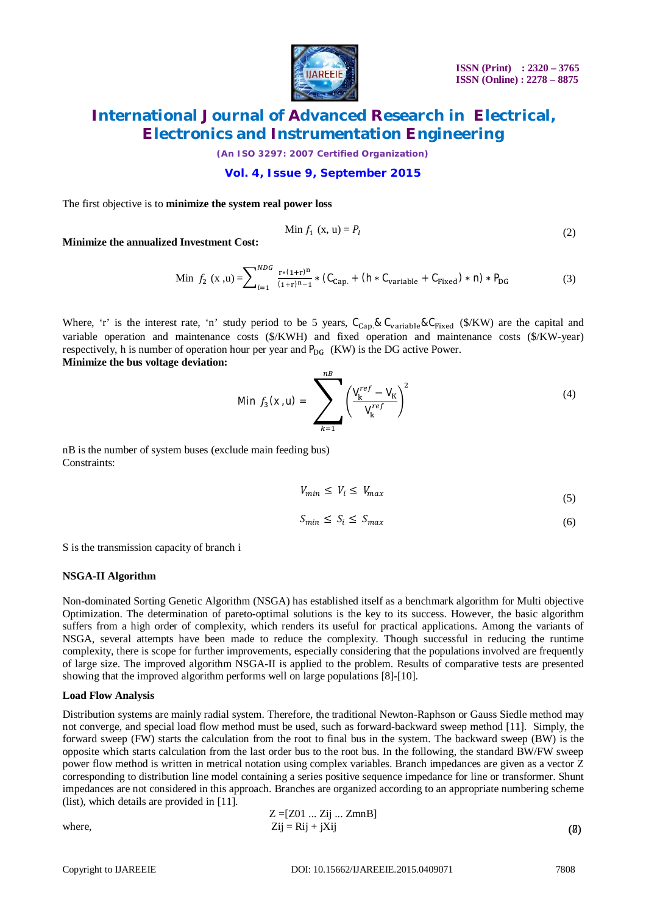The first objective is to **minimize the system real power loss**

$$\text{Min } f_1 \ (x,\, u) = P_l \tag{2}$$

**Minimize the annualized Investment Cost:**

$$\text{Min } f_2 \ (x\,,u) = \sum_{i=1}^{NDG} \frac{r*(1+r)^n}{(1+r)^n - 1} * (C_{Cap.} + (h * C_{variable} + C_{Fixed}) * n) * P_{DG} \tag{3}$$

Where, 'r' is the interest rate, 'n' study period to be 5 years, $C_{Cap.}$ & $C_{variable}$ & $C_{Fixed}$ ($/KW) are the capital and variable operation and maintenance costs ($/KWH) and fixed operation and maintenance costs ($/KW-year) respectively, h is number of operation hour per year and $P_{DG}$ (KW) is the DG active Power.

**Minimize the bus voltage deviation:**

$$\text{Min } f_3(x\,,u) = \sum_{k=1}^{nB} \left( \frac{V_k^{ref} - V_K}{V_k^{ref}} \right)^2 \tag{4}$$

nB is the number of system buses (exclude main feeding bus)

Constraints:

$$V_{min} \leq V_i \leq V_{max} \tag{5}$$

$$S_{min} \leq S_i \leq S_{max} \tag{6}$$

S is the transmission capacity of branch i

### NSGA-II Algorithm

Non-dominated Sorting Genetic Algorithm (NSGA) has established itself as a benchmark algorithm for Multi objective Optimization. The determination of pareto-optimal solutions is the key to its success. However, the basic algorithm suffers from a high order of complexity, which renders its useful for practical applications. Among the variants of NSGA, several attempts have been made to reduce the complexity. Though successful in reducing the runtime complexity, there is scope for further improvements, especially considering that the populations involved are frequently of large size. The improved algorithm NSGA-II is applied to the problem. Results of comparative tests are presented showing that the improved algorithm performs well on large populations [8]-[10].

### Load Flow Analysis

Distribution systems are mainly radial system. Therefore, the traditional Newton-Raphson or Gauss Siedle method may not converge, and special load flow method must be used, such as forward-backward sweep method [11]. Simply, the forward sweep (FW) starts the calculation from the root to final bus in the system. The backward sweep (BW) is the opposite which starts calculation from the last order bus to the root bus. In the following, the standard BW/FW sweep power flow method is written in metrical notation using complex variables. Branch impedances are given as a vector Z corresponding to distribution line model containing a series positive sequence impedance for line or transformer. Shunt impedances are not considered in this approach. Branches are organized according to an appropriate numbering scheme (list), which details are provided in [11].

$$Z = [Z01 \ldots Zij \ldots ZmnB]$$

where,

$$Zij = Rij + jXij \tag{7}$$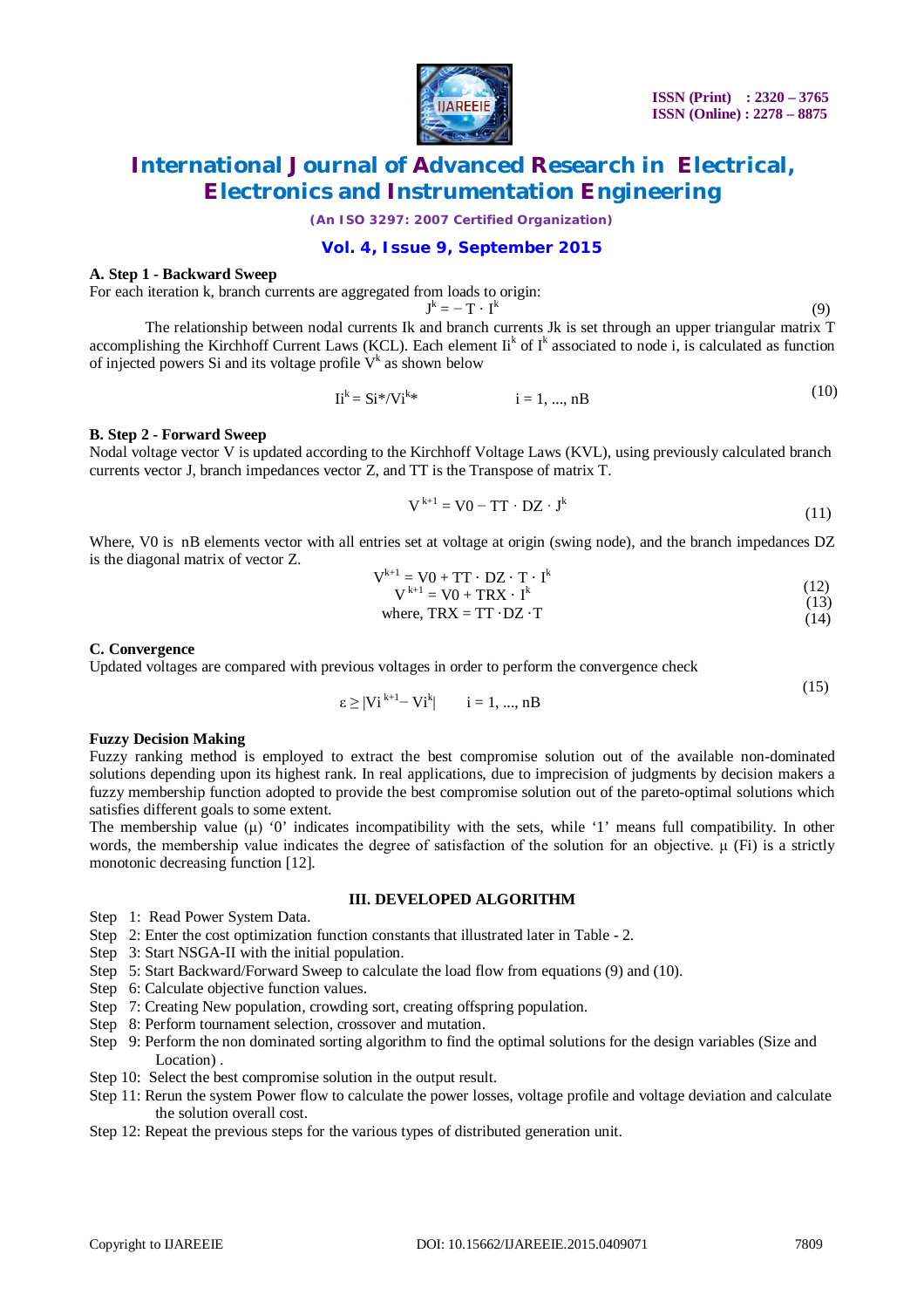### A. Step 1 - Backward Sweep

For each iteration k, branch currents are aggregated from loads to origin:

$$J^k = -T \cdot I^k \tag{9}$$

The relationship between nodal currents Ik and branch currents Jk is set through an upper triangular matrix T accomplishing the Kirchhoff Current Laws (KCL). Each element $Ii^k$ of $I^k$ associated to node i, is calculated as function of injected powers Si and its voltage profile $V^k$ as shown below

$$Ii^k = Si^*/Vi^{k*} \qquad i = 1, ..., nB \tag{10}$$

### B. Step 2 - Forward Sweep

Nodal voltage vector V is updated according to the Kirchhoff Voltage Laws (KVL), using previously calculated branch currents vector J, branch impedances vector Z, and TT is the Transpose of matrix T.

$$V^{k+1} = V0 - TT \cdot DZ \cdot J^k \tag{11}$$

Where, V0 is nB elements vector with all entries set at voltage at origin (swing node), and the branch impedances DZ is the diagonal matrix of vector Z.

$$V^{k+1} = V0 + TT \cdot DZ \cdot T \cdot I^k \tag{12}$$

$$V^{k+1} = V0 + TRX \cdot I^k \tag{13}$$

$$\text{where, } TRX = TT \cdot DZ \cdot T \tag{14}$$

### C. Convergence

Updated voltages are compared with previous voltages in order to perform the convergence check

$$\varepsilon \geq |Vi^{k+1} - Vi^k| \qquad i = 1, ..., nB \tag{15}$$

### Fuzzy Decision Making

Fuzzy ranking method is employed to extract the best compromise solution out of the available non-dominated solutions depending upon its highest rank. In real applications, due to imprecision of judgments by decision makers a fuzzy membership function adopted to provide the best compromise solution out of the pareto-optimal solutions which satisfies different goals to some extent.

The membership value ($\mu$) '0' indicates incompatibility with the sets, while '1' means full compatibility. In other words, the membership value indicates the degree of satisfaction of the solution for an objective. $\mu$ (Fi) is a strictly monotonic decreasing function [12].

## III. DEVELOPED ALGORITHM

- Step 1: Read Power System Data.
- Step 2: Enter the cost optimization function constants that illustrated later in Table - 2.
- Step 3: Start NSGA-II with the initial population.
- Step 5: Start Backward/Forward Sweep to calculate the load flow from equations (9) and (10).
- Step 6: Calculate objective function values.
- Step 7: Creating New population, crowding sort, creating offspring population.
- Step 8: Perform tournament selection, crossover and mutation.
- Step 9: Perform the non dominated sorting algorithm to find the optimal solutions for the design variables (Size and Location) .
- Step 10: Select the best compromise solution in the output result.
- Step 11: Rerun the system Power flow to calculate the power losses, voltage profile and voltage deviation and calculate the solution overall cost.
- Step 12: Repeat the previous steps for the various types of distributed generation unit.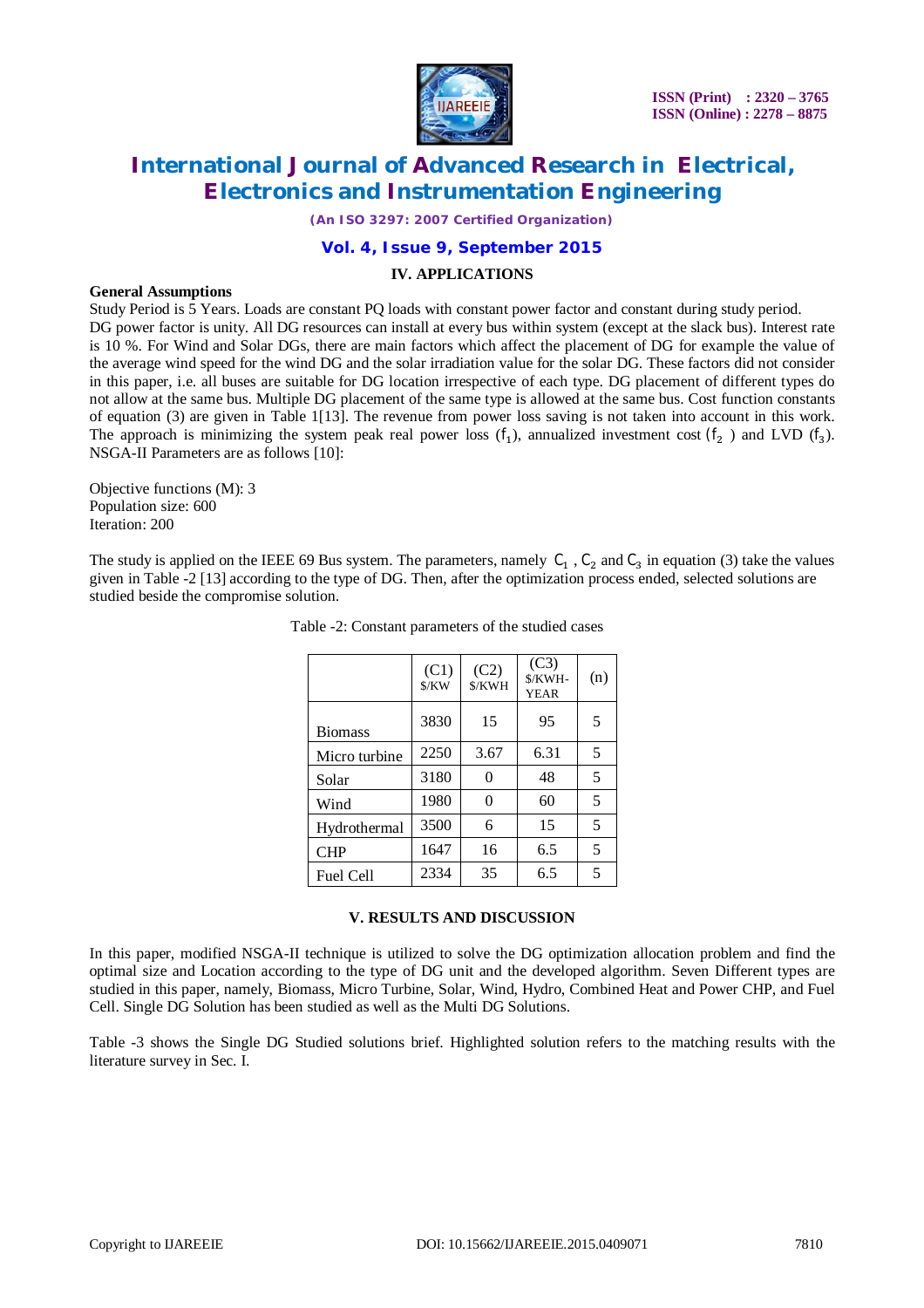## IV. APPLICATIONS

**General Assumptions**

Study Period is 5 Years. Loads are constant PQ loads with constant power factor and constant during study period. DG power factor is unity. All DG resources can install at every bus within system (except at the slack bus). Interest rate is 10 %. For Wind and Solar DGs, there are main factors which affect the placement of DG for example the value of the average wind speed for the wind DG and the solar irradiation value for the solar DG. These factors did not consider in this paper, i.e. all buses are suitable for DG location irrespective of each type. DG placement of different types do not allow at the same bus. Multiple DG placement of the same type is allowed at the same bus. Cost function constants of equation (3) are given in Table 1[13]. The revenue from power loss saving is not taken into account in this work. The approach is minimizing the system peak real power loss ($f_1$), annualized investment cost ($f_2$) and LVD ($f_3$). NSGA-II Parameters are as follows [10]:

Objective functions (M): 3
Population size: 600
Iteration: 200

The study is applied on the IEEE 69 Bus system. The parameters, namely $C_1$ , $C_2$ and $C_3$ in equation (3) take the values given in Table -2 [13] according to the type of DG. Then, after the optimization process ended, selected solutions are studied beside the compromise solution.

Table -2: Constant parameters of the studied cases

| | (C1) $/KW | (C2) $/KWH | (C3) $/KWH-YEAR | (n) |
|---|---|---|---|---|
| Biomass | 3830 | 15 | 95 | 5 |
| Micro turbine | 2250 | 3.67 | 6.31 | 5 |
| Solar | 3180 | 0 | 48 | 5 |
| Wind | 1980 | 0 | 60 | 5 |
| Hydrothermal | 3500 | 6 | 15 | 5 |
| CHP | 1647 | 16 | 6.5 | 5 |
| Fuel Cell | 2334 | 35 | 6.5 | 5 |

## V. RESULTS AND DISCUSSION

In this paper, modified NSGA-II technique is utilized to solve the DG optimization allocation problem and find the optimal size and Location according to the type of DG unit and the developed algorithm. Seven Different types are studied in this paper, namely, Biomass, Micro Turbine, Solar, Wind, Hydro, Combined Heat and Power CHP, and Fuel Cell. Single DG Solution has been studied as well as the Multi DG Solutions.

Table -3 shows the Single DG Studied solutions brief. Highlighted solution refers to the matching results with the literature survey in Sec. I.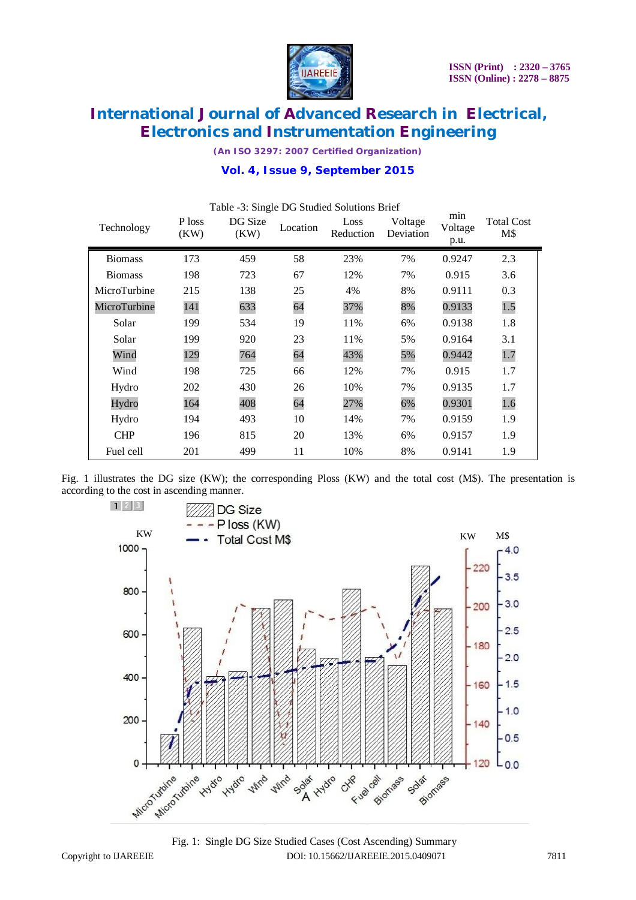Table -3: Single DG Studied Solutions Brief

| Technology | P loss (KW) | DG Size (KW) | Location | Loss Reduction | Voltage Deviation | min Voltage p.u. | Total Cost M$ |
|---|---|---|---|---|---|---|---|
| Biomass | 173 | 459 | 58 | 23% | 7% | 0.9247 | 2.3 |
| Biomass | 198 | 723 | 67 | 12% | 7% | 0.915 | 3.6 |
| MicroTurbine | 215 | 138 | 25 | 4% | 8% | 0.9111 | 0.3 |
| MicroTurbine | 141 | 633 | 64 | 37% | 8% | 0.9133 | 1.5 |
| Solar | 199 | 534 | 19 | 11% | 6% | 0.9138 | 1.8 |
| Solar | 199 | 920 | 23 | 11% | 5% | 0.9164 | 3.1 |
| Wind | 129 | 764 | 64 | 43% | 5% | 0.9442 | 1.7 |
| Wind | 198 | 725 | 66 | 12% | 7% | 0.915 | 1.7 |
| Hydro | 202 | 430 | 26 | 10% | 7% | 0.9135 | 1.7 |
| Hydro | 164 | 408 | 64 | 27% | 6% | 0.9301 | 1.6 |
| Hydro | 194 | 493 | 10 | 14% | 7% | 0.9159 | 1.9 |
| CHP | 196 | 815 | 20 | 13% | 6% | 0.9157 | 1.9 |
| Fuel cell | 201 | 499 | 11 | 10% | 8% | 0.9141 | 1.9 |

Fig. 1 illustrates the DG size (KW); the corresponding Ploss (KW) and the total cost (M$). The presentation is according to the cost in ascending manner.

Fig. 1: Single DG Size Studied Cases (Cost Ascending) Summary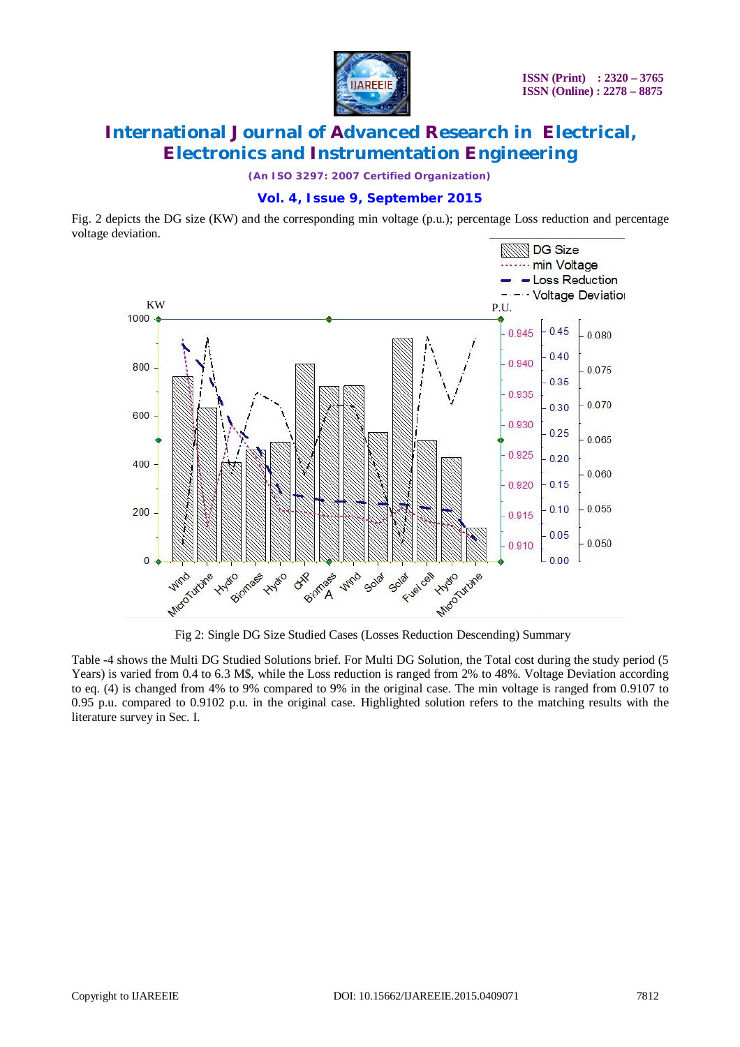Fig. 2 depicts the DG size (KW) and the corresponding min voltage (p.u.); percentage Loss reduction and percentage voltage deviation.

Fig 2: Single DG Size Studied Cases (Losses Reduction Descending) Summary

Table -4 shows the Multi DG Studied Solutions brief. For Multi DG Solution, the Total cost during the study period (5 Years) is varied from 0.4 to 6.3 M$, while the Loss reduction is ranged from 2% to 48%. Voltage Deviation according to eq. (4) is changed from 4% to 9% compared to 9% in the original case. The min voltage is ranged from 0.9107 to 0.95 p.u. compared to 0.9102 p.u. in the original case. Highlighted solution refers to the matching results with the literature survey in Sec. I.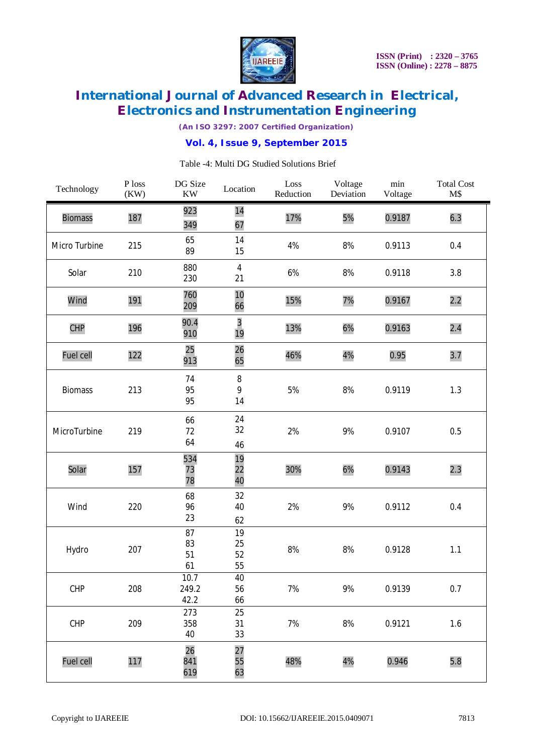Table -4: Multi DG Studied Solutions Brief

| Technology | P loss (KW) | DG Size KW | Location | Loss Reduction | Voltage Deviation | min Voltage | Total Cost M$ |
|---|---|---|---|---|---|---|---|
| Biomass | 187 | 923<br>349 | 14<br>67 | 17% | 5% | 0.9187 | 6.3 |
| Micro Turbine | 215 | 65<br>89 | 14<br>15 | 4% | 8% | 0.9113 | 0.4 |
| Solar | 210 | 880<br>230 | 4<br>21 | 6% | 8% | 0.9118 | 3.8 |
| Wind | 191 | 760<br>209 | 10<br>66 | 15% | 7% | 0.9167 | 2.2 |
| CHP | 196 | 90.4<br>910 | 3<br>19 | 13% | 6% | 0.9163 | 2.4 |
| Fuel cell | 122 | 25<br>913 | 26<br>65 | 46% | 4% | 0.95 | 3.7 |
| Biomass | 213 | 74<br>95<br>95 | 8<br>9<br>14 | 5% | 8% | 0.9119 | 1.3 |
| MicroTurbine | 219 | 66<br>72<br>64 | 24<br>32<br>46 | 2% | 9% | 0.9107 | 0.5 |
| Solar | 157 | 534<br>73<br>78 | 19<br>22<br>40 | 30% | 6% | 0.9143 | 2.3 |
| Wind | 220 | 68<br>96<br>23 | 32<br>40<br>62 | 2% | 9% | 0.9112 | 0.4 |
| Hydro | 207 | 87<br>83<br>51<br>61 | 19<br>25<br>52<br>55 | 8% | 8% | 0.9128 | 1.1 |
| CHP | 208 | 10.7<br>249.2<br>42.2 | 40<br>56<br>66 | 7% | 9% | 0.9139 | 0.7 |
| CHP | 209 | 273<br>358<br>40 | 25<br>31<br>33 | 7% | 8% | 0.9121 | 1.6 |
| Fuel cell | 117 | 26<br>841<br>619 | 27<br>55<br>63 | 48% | 4% | 0.946 | 5.8 |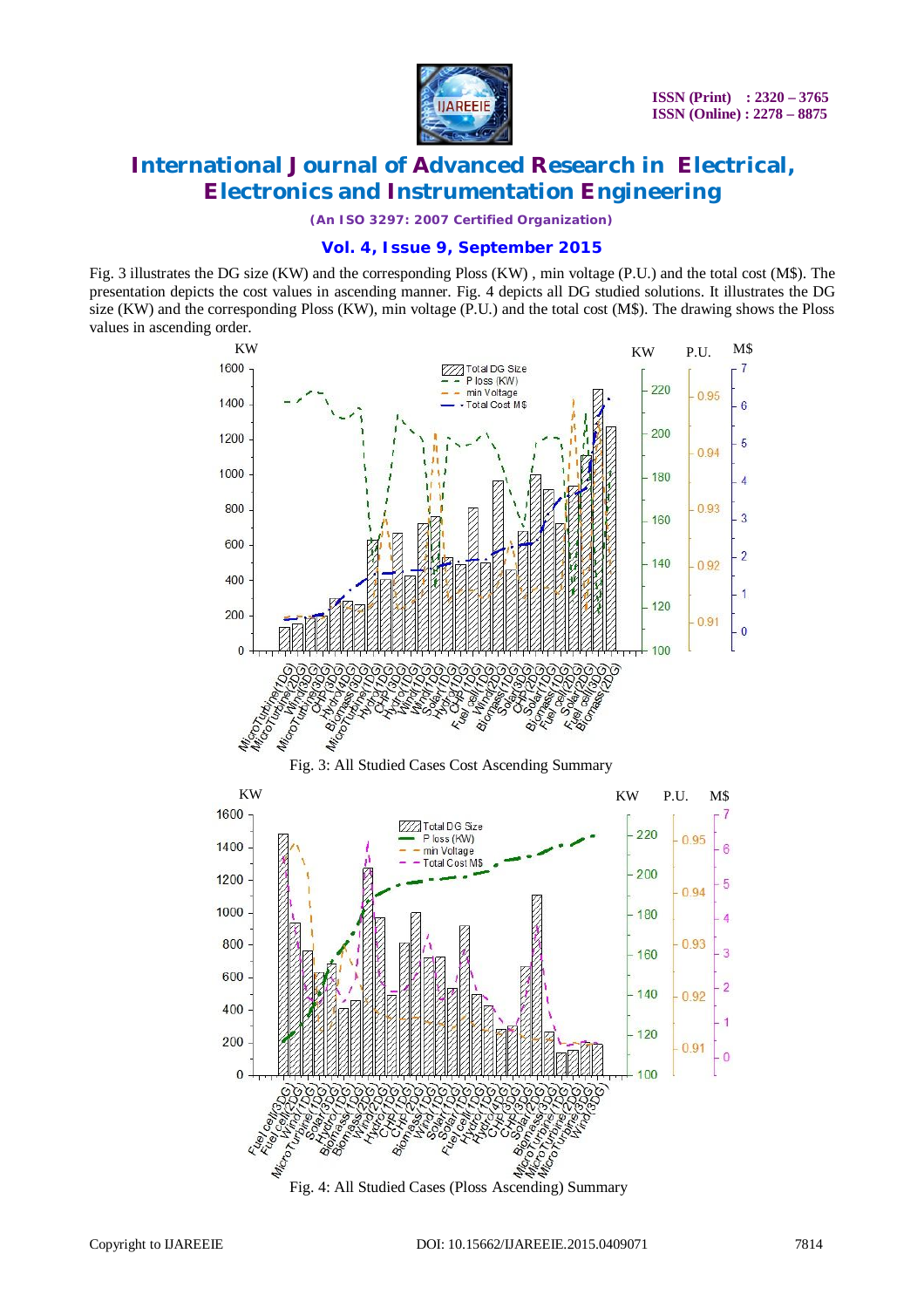Fig. 3 illustrates the DG size (KW) and the corresponding Ploss (KW) , min voltage (P.U.) and the total cost (M$). The presentation depicts the cost values in ascending manner. Fig. 4 depicts all DG studied solutions. It illustrates the DG size (KW) and the corresponding Ploss (KW), min voltage (P.U.) and the total cost (M$). The drawing shows the Ploss values in ascending order.

Fig. 3: All Studied Cases Cost Ascending Summary

Fig. 4: All Studied Cases (Ploss Ascending) Summary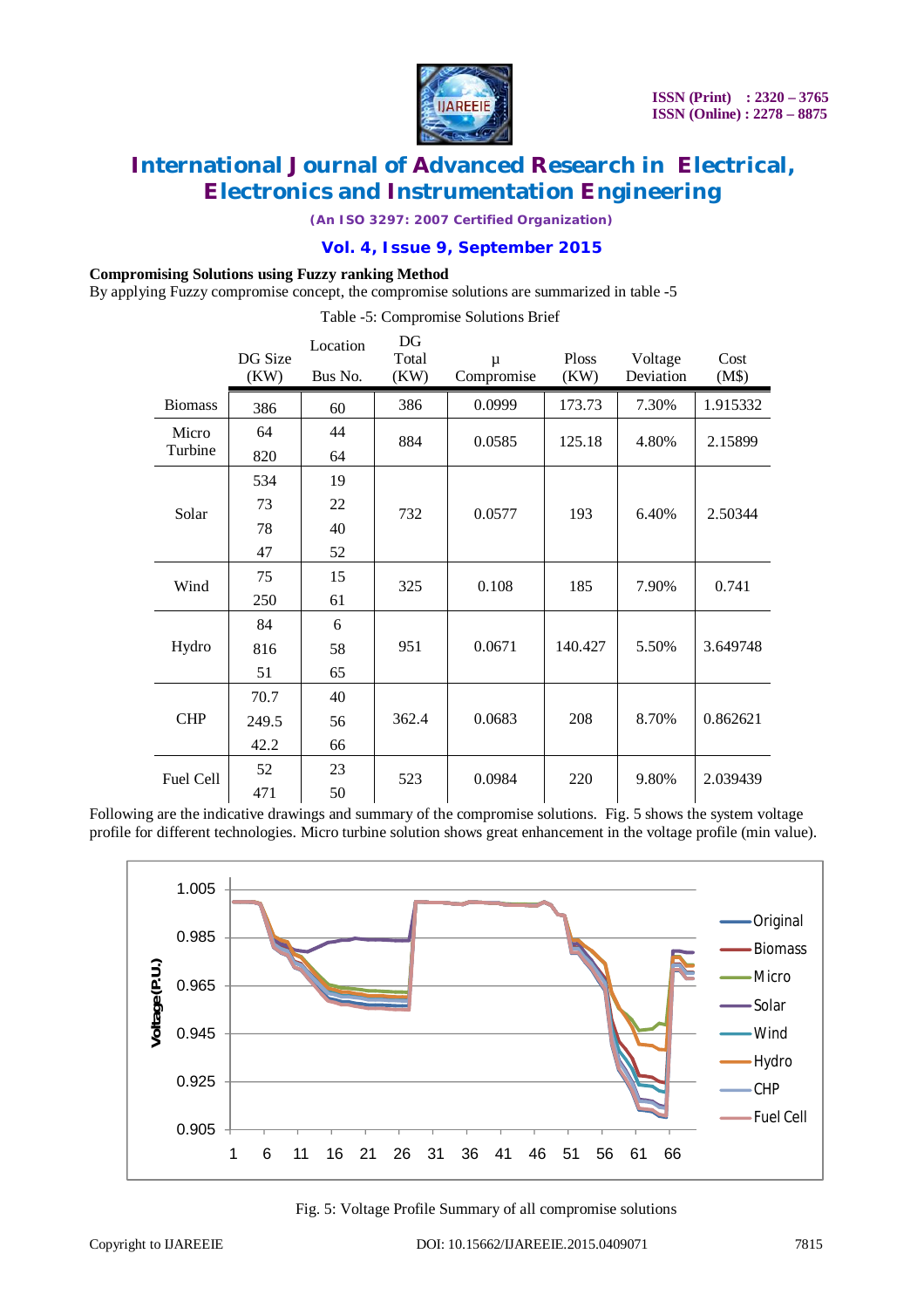**Compromising Solutions using Fuzzy ranking Method**

By applying Fuzzy compromise concept, the compromise solutions are summarized in table -5

Table -5: Compromise Solutions Brief

| | DG Size (KW) | Location Bus No. | DG Total (KW) | µ Compromise | Ploss (KW) | Voltage Deviation | Cost (M$) |
|---|---|---|---|---|---|---|---|
| Biomass | 386 | 60 | 386 | 0.0999 | 173.73 | 7.30% | 1.915332 |
| Micro Turbine | 64<br>820 | 44<br>64 | 884 | 0.0585 | 125.18 | 4.80% | 2.15899 |
| Solar | 534<br>73<br>78<br>47 | 19<br>22<br>40<br>52 | 732 | 0.0577 | 193 | 6.40% | 2.50344 |
| Wind | 75<br>250 | 15<br>61 | 325 | 0.108 | 185 | 7.90% | 0.741 |
| Hydro | 84<br>816<br>51 | 6<br>58<br>65 | 951 | 0.0671 | 140.427 | 5.50% | 3.649748 |
| CHP | 70.7<br>249.5<br>42.2 | 40<br>56<br>66 | 362.4 | 0.0683 | 208 | 8.70% | 0.862621 |
| Fuel Cell | 52<br>471 | 23<br>50 | 523 | 0.0984 | 220 | 9.80% | 2.039439 |

Following are the indicative drawings and summary of the compromise solutions. Fig. 5 shows the system voltage profile for different technologies. Micro turbine solution shows great enhancement in the voltage profile (min value).

Fig. 5: Voltage Profile Summary of all compromise solutions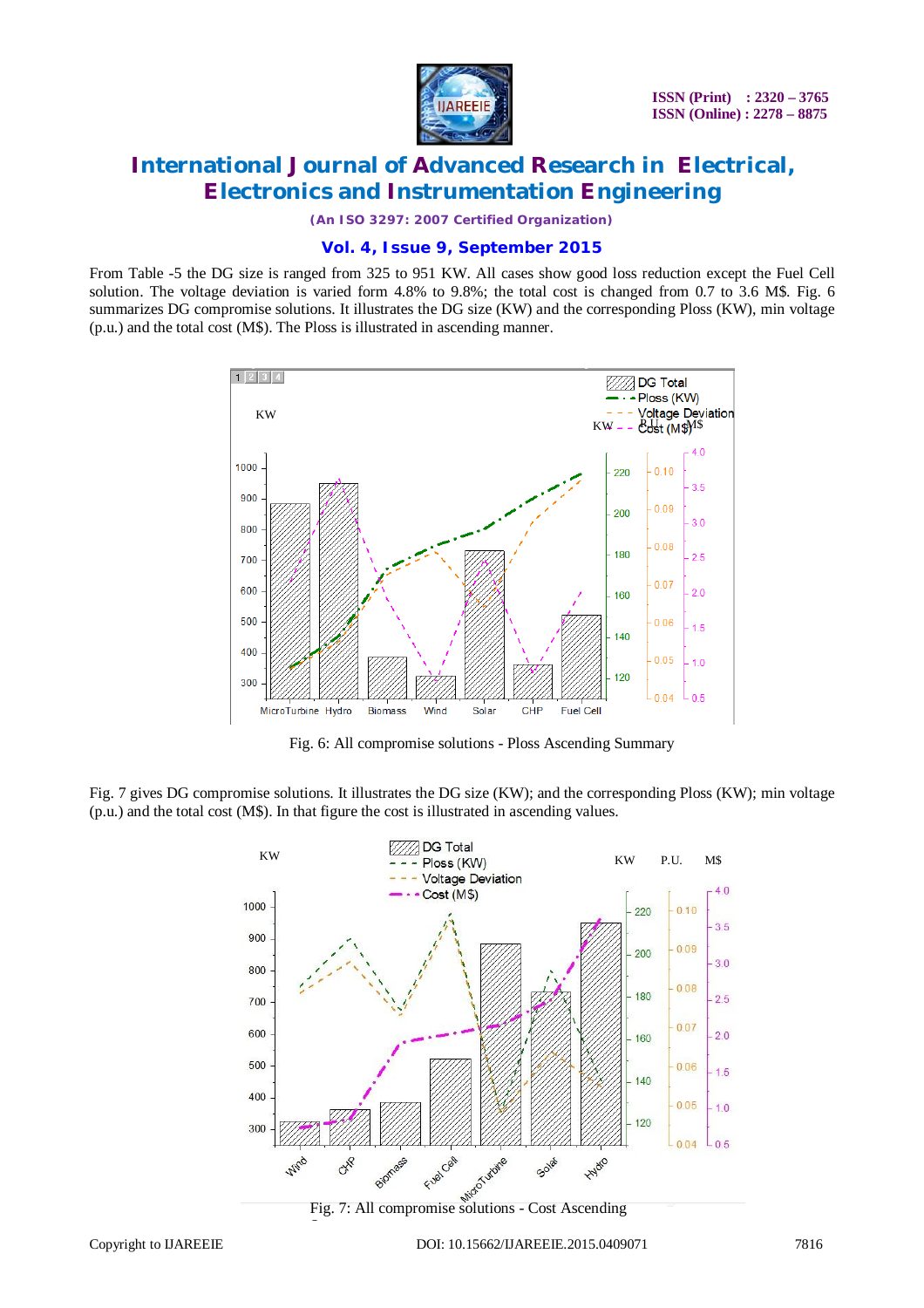From Table -5 the DG size is ranged from 325 to 951 KW. All cases show good loss reduction except the Fuel Cell solution. The voltage deviation is varied form 4.8% to 9.8%; the total cost is changed from 0.7 to 3.6 M$. Fig. 6 summarizes DG compromise solutions. It illustrates the DG size (KW) and the corresponding Ploss (KW), min voltage (p.u.) and the total cost (M$). The Ploss is illustrated in ascending manner.

Fig. 6: All compromise solutions - Ploss Ascending Summary

Fig. 7 gives DG compromise solutions. It illustrates the DG size (KW); and the corresponding Ploss (KW); min voltage (p.u.) and the total cost (M$). In that figure the cost is illustrated in ascending values.

Fig. 7: All compromise solutions - Cost Ascending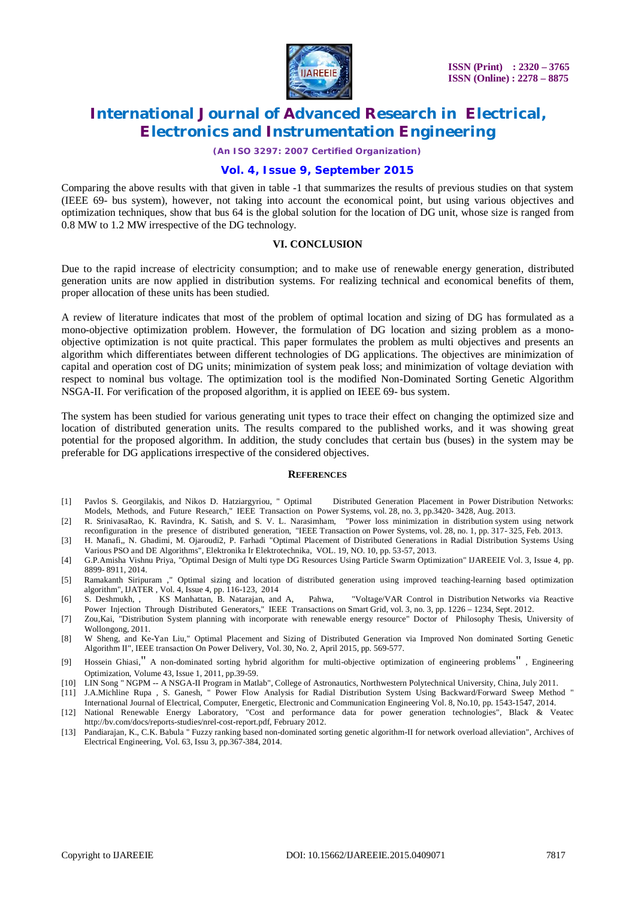Comparing the above results with that given in table -1 that summarizes the results of previous studies on that system (IEEE 69- bus system), however, not taking into account the economical point, but using various objectives and optimization techniques, show that bus 64 is the global solution for the location of DG unit, whose size is ranged from 0.8 MW to 1.2 MW irrespective of the DG technology.

## VI. CONCLUSION

Due to the rapid increase of electricity consumption; and to make use of renewable energy generation, distributed generation units are now applied in distribution systems. For realizing technical and economical benefits of them, proper allocation of these units has been studied.

A review of literature indicates that most of the problem of optimal location and sizing of DG has formulated as a mono-objective optimization problem. However, the formulation of DG location and sizing problem as a mono-objective optimization is not quite practical. This paper formulates the problem as multi objectives and presents an algorithm which differentiates between different technologies of DG applications. The objectives are minimization of capital and operation cost of DG units; minimization of system peak loss; and minimization of voltage deviation with respect to nominal bus voltage. The optimization tool is the modified Non-Dominated Sorting Genetic Algorithm NSGA-II. For verification of the proposed algorithm, it is applied on IEEE 69- bus system.

The system has been studied for various generating unit types to trace their effect on changing the optimized size and location of distributed generation units. The results compared to the published works, and it was showing great potential for the proposed algorithm. In addition, the study concludes that certain bus (buses) in the system may be preferable for DG applications irrespective of the considered objectives.

## REFERENCES

[1] Pavlos S. Georgilakis, and Nikos D. Hatziargyriou, " Optimal Distributed Generation Placement in Power Distribution Networks: Models, Methods, and Future Research," IEEE Transaction on Power Systems, vol. 28, no. 3, pp.3420- 3428, Aug. 2013.

[2] R. SrinivasaRao, K. Ravindra, K. Satish, and S. V. L. Narasimham, "Power loss minimization in distribution system using network reconfiguration in the presence of distributed generation, "IEEE Transaction on Power Systems, vol. 28, no. 1, pp. 317- 325, Feb. 2013.

[3] H. Manafi,, N. Ghadimi, M. Ojaroudi2, P. Farhadi "Optimal Placement of Distributed Generations in Radial Distribution Systems Using Various PSO and DE Algorithms", Elektronika Ir Elektrotechnika, VOL. 19, NO. 10, pp. 53-57, 2013.

[4] G.P.Amisha Vishnu Priya, "Optimal Design of Multi type DG Resources Using Particle Swarm Optimization" IJAREEIE Vol. 3, Issue 4, pp. 8899- 8911, 2014.

[5] Ramakanth Siripuram ," Optimal sizing and location of distributed generation using improved teaching-learning based optimization algorithm", IJATER , Vol. 4, Issue 4, pp. 116-123, 2014

[6] S. Deshmukh, , KS Manhattan, B. Natarajan, and A, Pahwa, "Voltage/VAR Control in Distribution Networks via Reactive Power Injection Through Distributed Generators," IEEE Transactions on Smart Grid, vol. 3, no. 3, pp. 1226 – 1234, Sept. 2012.

[7] Zou,Kai, "Distribution System planning with incorporate with renewable energy resource" Doctor of Philosophy Thesis, University of Wollongong, 2011.

[8] W Sheng, and Ke-Yan Liu," Optimal Placement and Sizing of Distributed Generation via Improved Non dominated Sorting Genetic Algorithm II", IEEE transaction On Power Delivery, Vol. 30, No. 2, April 2015, pp. 569-577.

[9] Hossein Ghiasi," A non-dominated sorting hybrid algorithm for multi-objective optimization of engineering problems" , Engineering Optimization, Volume 43, Issue 1, 2011, pp.39-59.

[10] LIN Song " NGPM -- A NSGA-II Program in Matlab", College of Astronautics, Northwestern Polytechnical University, China, July 2011.

[11] J.A.Michline Rupa , S. Ganesh, " Power Flow Analysis for Radial Distribution System Using Backward/Forward Sweep Method " International Journal of Electrical, Computer, Energetic, Electronic and Communication Engineering Vol. 8, No.10, pp. 1543-1547, 2014.

[12] National Renewable Energy Laboratory, "Cost and performance data for power generation technologies", Black & Veatec http://bv.com/docs/reports-studies/nrel-cost-report.pdf, February 2012.

[13] Pandiarajan, K., C.K. Babula " Fuzzy ranking based non-dominated sorting genetic algorithm-II for network overload alleviation", Archives of Electrical Engineering, Vol. 63, Issu 3, pp.367-384, 2014.